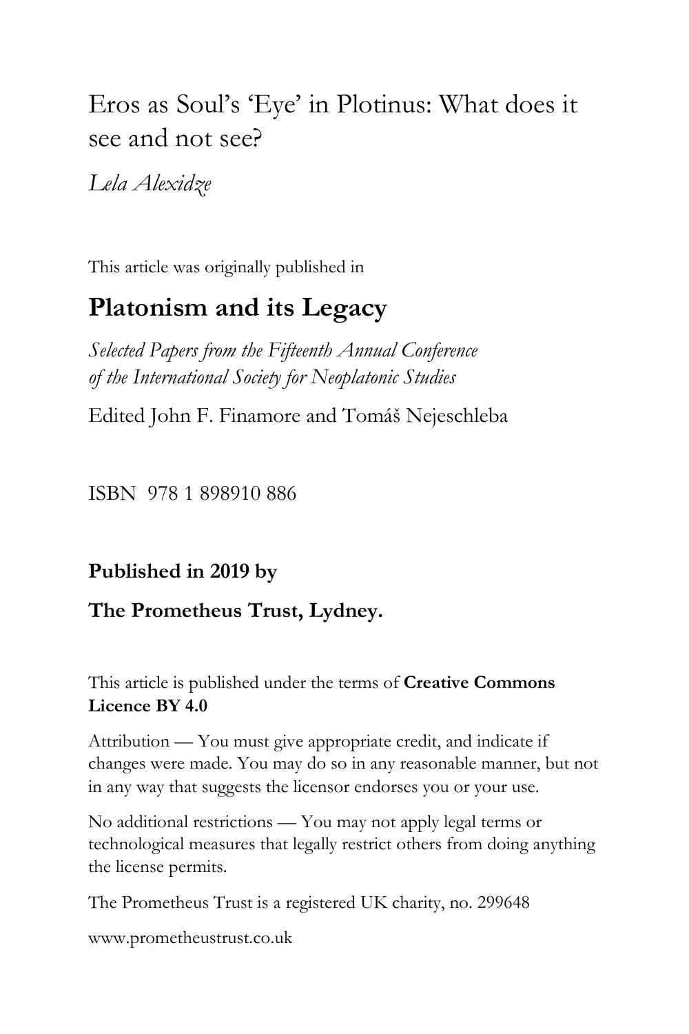# Eros as Soul's 'Eye' in Plotinus: What does it see and not see?

*Lela Alexidze*

This article was originally published in

## Platonism and its Legacy

*Selected Papers from the Fifteenth Annual Conference of the International Society for Neoplatonic Studies*

Edited John F. Finamore and Tomáš Nejeschleba

ISBN 978 1 898910 886

**Published in 2019 by**

**The Prometheus Trust, Lydney.**

This article is published under the terms of **Creative Commons Licence BY 4.0**

Attribution — You must give appropriate credit, and indicate if changes were made. You may do so in any reasonable manner, but not in any way that suggests the licensor endorses you or your use.

No additional restrictions — You may not apply legal terms or technological measures that legally restrict others from doing anything the license permits.

The Prometheus Trust is a registered UK charity, no. 299648

www.prometheustrust.co.uk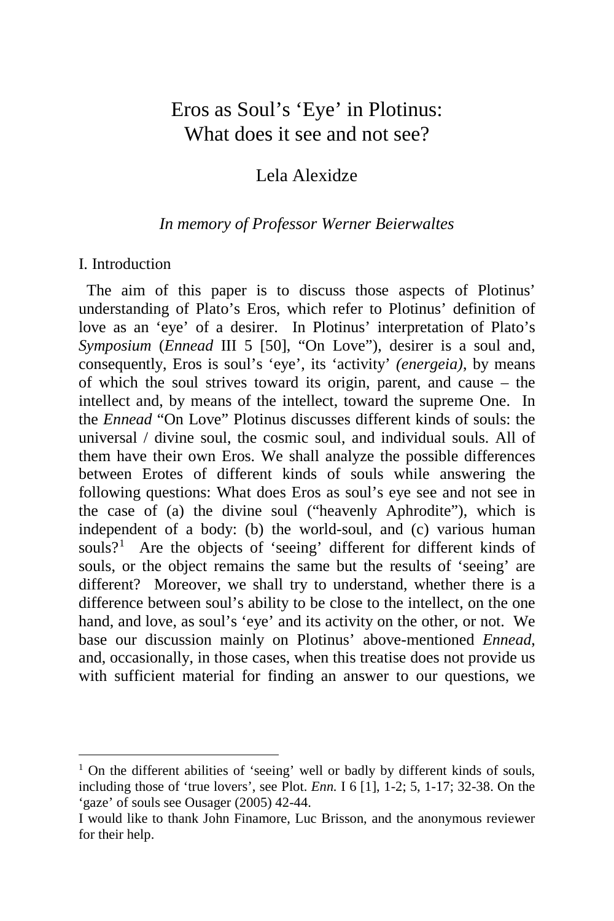# Eros as Soul's 'Eye' in Plotinus: What does it see and not see?

Lela Alexidze

*In memory of Professor Werner Beierwaltes*

## I. Introduction

The aim of this paper is to discuss those aspects of Plotinus' understanding of Plato's Eros, which refer to Plotinus' definition of love as an 'eye' of a desirer. In Plotinus' interpretation of Plato's *Symposium* (*Ennead* III 5 [50], "On Love"), desirer is a soul and, consequently, Eros is soul's 'eye', its 'activity' *(energeia)*, by means of which the soul strives toward its origin, parent, and cause – the intellect and, by means of the intellect, toward the supreme One. In the *Ennead* "On Love" Plotinus discusses different kinds of souls: the universal / divine soul, the cosmic soul, and individual souls. All of them have their own Eros. We shall analyze the possible differences between Erotes of different kinds of souls while answering the following questions: What does Eros as soul's eye see and not see in the case of (a) the divine soul ("heavenly Aphrodite"), which is independent of a body: (b) the world-soul, and (c) various human souls?[1] Are the objects of 'seeing' different for different kinds of souls, or the object remains the same but the results of 'seeing' are different? Moreover, we shall try to understand, whether there is a difference between soul's ability to be close to the intellect, on the one hand, and love, as soul's 'eye' and its activity on the other, or not. We base our discussion mainly on Plotinus' above-mentioned *Ennead*, and, occasionally, in those cases, when this treatise does not provide us with sufficient material for finding an answer to our questions, we

---

[1] On the different abilities of 'seeing' well or badly by different kinds of souls, including those of 'true lovers', see Plot. *Enn.* I 6 [1], 1-2; 5, 1-17; 32-38. On the 'gaze' of souls see Ousager (2005) 42-44.

I would like to thank John Finamore, Luc Brisson, and the anonymous reviewer for their help.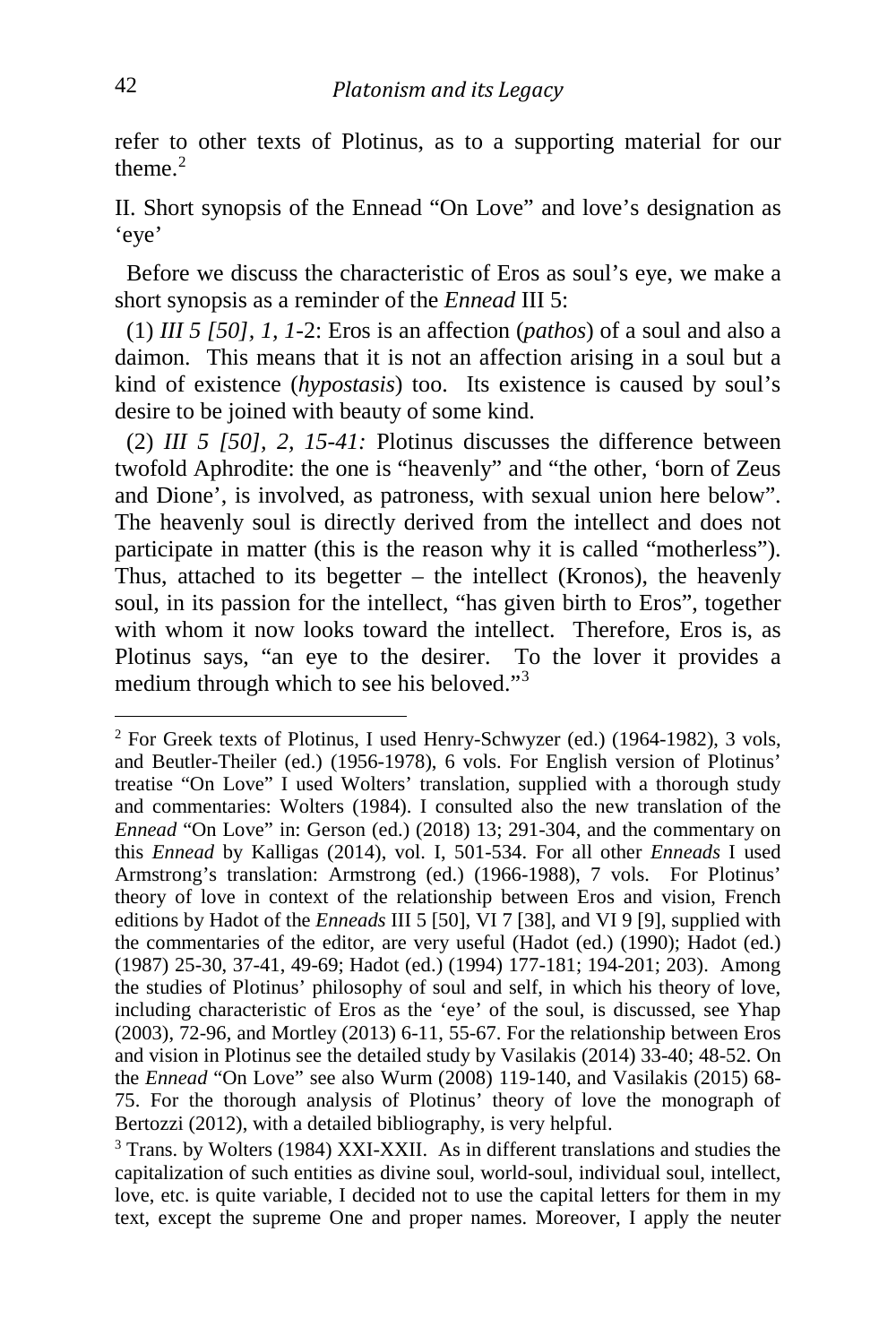refer to other texts of Plotinus, as to a supporting material for our theme.[2]

## II. Short synopsis of the Ennead "On Love" and love's designation as 'eye'

Before we discuss the characteristic of Eros as soul's eye, we make a short synopsis as a reminder of the *Ennead* III 5:

(1) *III 5 [50], 1, 1*-2: Eros is an affection (*pathos*) of a soul and also a daimon. This means that it is not an affection arising in a soul but a kind of existence (*hypostasis*) too. Its existence is caused by soul's desire to be joined with beauty of some kind.

(2) *III 5 [50], 2, 15-41:* Plotinus discusses the difference between twofold Aphrodite: the one is "heavenly" and "the other, 'born of Zeus and Dione', is involved, as patroness, with sexual union here below". The heavenly soul is directly derived from the intellect and does not participate in matter (this is the reason why it is called "motherless"). Thus, attached to its begetter – the intellect (Kronos), the heavenly soul, in its passion for the intellect, "has given birth to Eros", together with whom it now looks toward the intellect. Therefore, Eros is, as Plotinus says, "an eye to the desirer. To the lover it provides a medium through which to see his beloved."[3]

---

[2] For Greek texts of Plotinus, I used Henry-Schwyzer (ed.) (1964-1982), 3 vols, and Beutler-Theiler (ed.) (1956-1978), 6 vols. For English version of Plotinus' treatise "On Love" I used Wolters' translation, supplied with a thorough study and commentaries: Wolters (1984). I consulted also the new translation of the *Ennead* "On Love" in: Gerson (ed.) (2018) 13; 291-304, and the commentary on this *Ennead* by Kalligas (2014), vol. I, 501-534. For all other *Enneads* I used Armstrong's translation: Armstrong (ed.) (1966-1988), 7 vols. For Plotinus' theory of love in context of the relationship between Eros and vision, French editions by Hadot of the *Enneads* III 5 [50], VI 7 [38], and VI 9 [9], supplied with the commentaries of the editor, are very useful (Hadot (ed.) (1990); Hadot (ed.) (1987) 25-30, 37-41, 49-69; Hadot (ed.) (1994) 177-181; 194-201; 203). Among the studies of Plotinus' philosophy of soul and self, in which his theory of love, including characteristic of Eros as the 'eye' of the soul, is discussed, see Yhap (2003), 72-96, and Mortley (2013) 6-11, 55-67. For the relationship between Eros and vision in Plotinus see the detailed study by Vasilakis (2014) 33-40; 48-52. On the *Ennead* "On Love" see also Wurm (2008) 119-140, and Vasilakis (2015) 68-75. For the thorough analysis of Plotinus' theory of love the monograph of Bertozzi (2012), with a detailed bibliography, is very helpful.

[3] Trans. by Wolters (1984) XXI-XXII. As in different translations and studies the capitalization of such entities as divine soul, world-soul, individual soul, intellect, love, etc. is quite variable, I decided not to use the capital letters for them in my text, except the supreme One and proper names. Moreover, I apply the neuter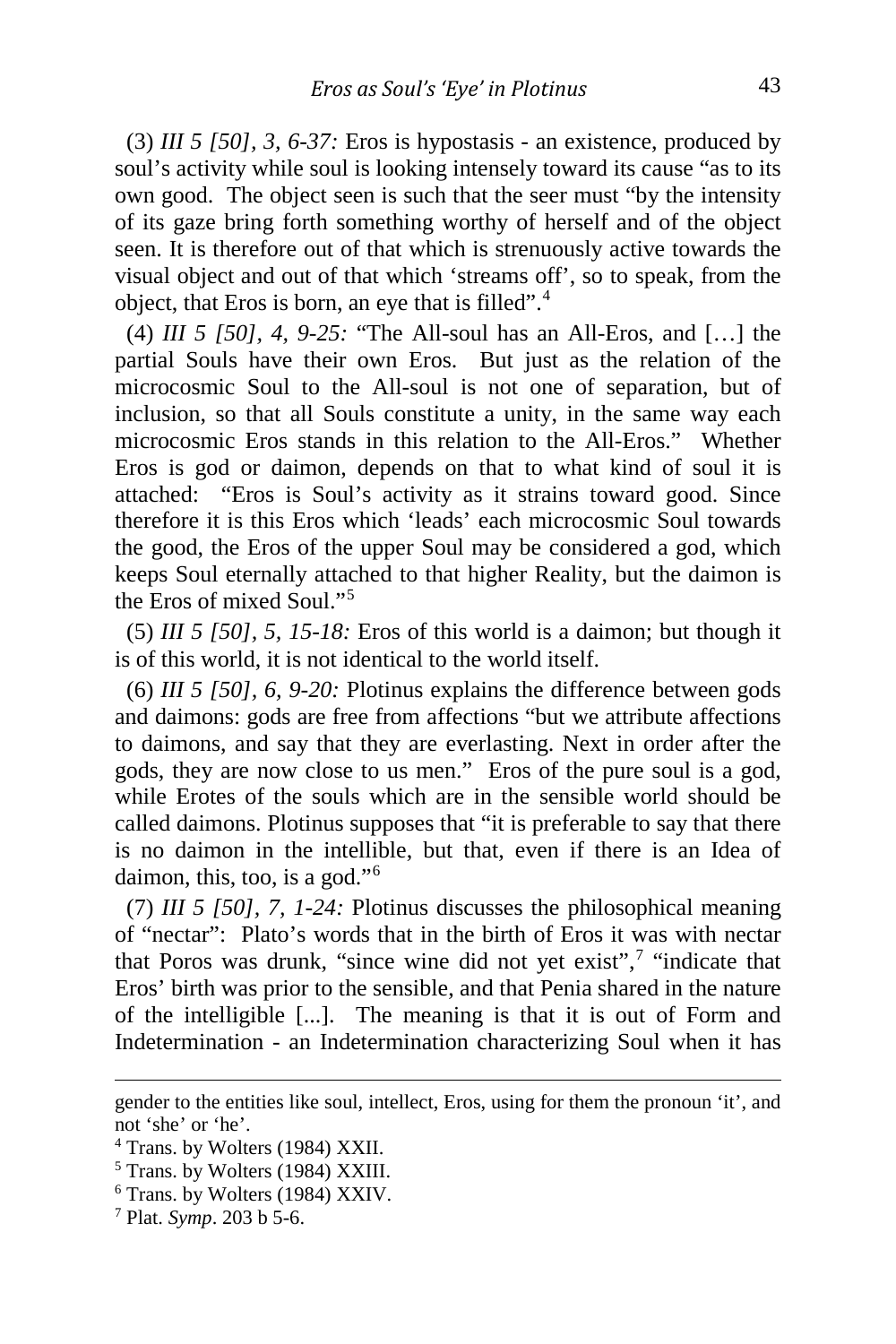(3) *III 5 [50], 3, 6-37:* Eros is hypostasis - an existence, produced by soul's activity while soul is looking intensely toward its cause "as to its own good. The object seen is such that the seer must "by the intensity of its gaze bring forth something worthy of herself and of the object seen. It is therefore out of that which is strenuously active towards the visual object and out of that which 'streams off', so to speak, from the object, that Eros is born, an eye that is filled".[4]

(4) *III 5 [50], 4, 9-25:* "The All-soul has an All-Eros, and […] the partial Souls have their own Eros. But just as the relation of the microcosmic Soul to the All-soul is not one of separation, but of inclusion, so that all Souls constitute a unity, in the same way each microcosmic Eros stands in this relation to the All-Eros." Whether Eros is god or daimon, depends on that to what kind of soul it is attached: "Eros is Soul's activity as it strains toward good. Since therefore it is this Eros which 'leads' each microcosmic Soul towards the good, the Eros of the upper Soul may be considered a god, which keeps Soul eternally attached to that higher Reality, but the daimon is the Eros of mixed Soul."[5]

(5) *III 5 [50], 5, 15-18:* Eros of this world is a daimon; but though it is of this world, it is not identical to the world itself.

(6) *III 5 [50], 6, 9-20:* Plotinus explains the difference between gods and daimons: gods are free from affections "but we attribute affections to daimons, and say that they are everlasting. Next in order after the gods, they are now close to us men." Eros of the pure soul is a god, while Erotes of the souls which are in the sensible world should be called daimons. Plotinus supposes that "it is preferable to say that there is no daimon in the intellible, but that, even if there is an Idea of daimon, this, too, is a god."[6]

(7) *III 5 [50], 7, 1-24:* Plotinus discusses the philosophical meaning of "nectar": Plato's words that in the birth of Eros it was with nectar that Poros was drunk, "since wine did not yet exist",[7] "indicate that Eros' birth was prior to the sensible, and that Penia shared in the nature of the intelligible [...]. The meaning is that it is out of Form and Indetermination - an Indetermination characterizing Soul when it has

---

gender to the entities like soul, intellect, Eros, using for them the pronoun 'it', and not 'she' or 'he'.

[4] Trans. by Wolters (1984) XXII.

[5] Trans. by Wolters (1984) XXIII.

[6] Trans. by Wolters (1984) XXIV.

[7] Plat. *Symp*. 203 b 5-6.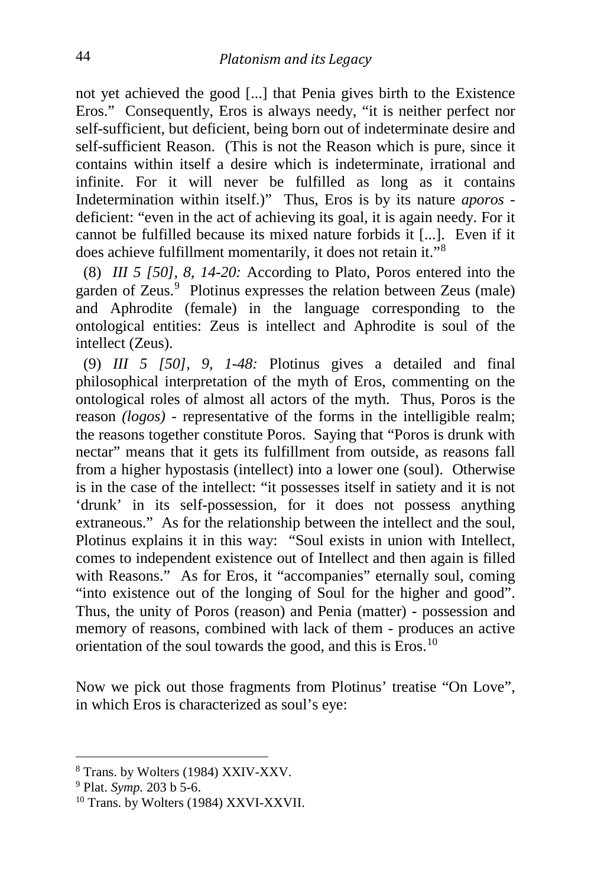not yet achieved the good [...] that Penia gives birth to the Existence Eros." Consequently, Eros is always needy, "it is neither perfect nor self-sufficient, but deficient, being born out of indeterminate desire and self-sufficient Reason. (This is not the Reason which is pure, since it contains within itself a desire which is indeterminate, irrational and infinite. For it will never be fulfilled as long as it contains Indetermination within itself.)" Thus, Eros is by its nature *aporos* - deficient: "even in the act of achieving its goal, it is again needy. For it cannot be fulfilled because its mixed nature forbids it [...]. Even if it does achieve fulfillment momentarily, it does not retain it."[8]

(8) *III 5 [50], 8, 14-20:* According to Plato, Poros entered into the garden of Zeus.[9] Plotinus expresses the relation between Zeus (male) and Aphrodite (female) in the language corresponding to the ontological entities: Zeus is intellect and Aphrodite is soul of the intellect (Zeus).

(9) *III 5 [50], 9, 1-48:* Plotinus gives a detailed and final philosophical interpretation of the myth of Eros, commenting on the ontological roles of almost all actors of the myth. Thus, Poros is the reason *(logos)* - representative of the forms in the intelligible realm; the reasons together constitute Poros. Saying that "Poros is drunk with nectar" means that it gets its fulfillment from outside, as reasons fall from a higher hypostasis (intellect) into a lower one (soul). Otherwise is in the case of the intellect: "it possesses itself in satiety and it is not 'drunk' in its self-possession, for it does not possess anything extraneous." As for the relationship between the intellect and the soul, Plotinus explains it in this way: "Soul exists in union with Intellect, comes to independent existence out of Intellect and then again is filled with Reasons." As for Eros, it "accompanies" eternally soul, coming "into existence out of the longing of Soul for the higher and good". Thus, the unity of Poros (reason) and Penia (matter) - possession and memory of reasons, combined with lack of them - produces an active orientation of the soul towards the good, and this is Eros.[10]

Now we pick out those fragments from Plotinus' treatise "On Love", in which Eros is characterized as soul's eye:

---

[8] Trans. by Wolters (1984) XXIV-XXV.

[9] Plat. *Symp.* 203 b 5-6.

[10] Trans. by Wolters (1984) XXVI-XXVII.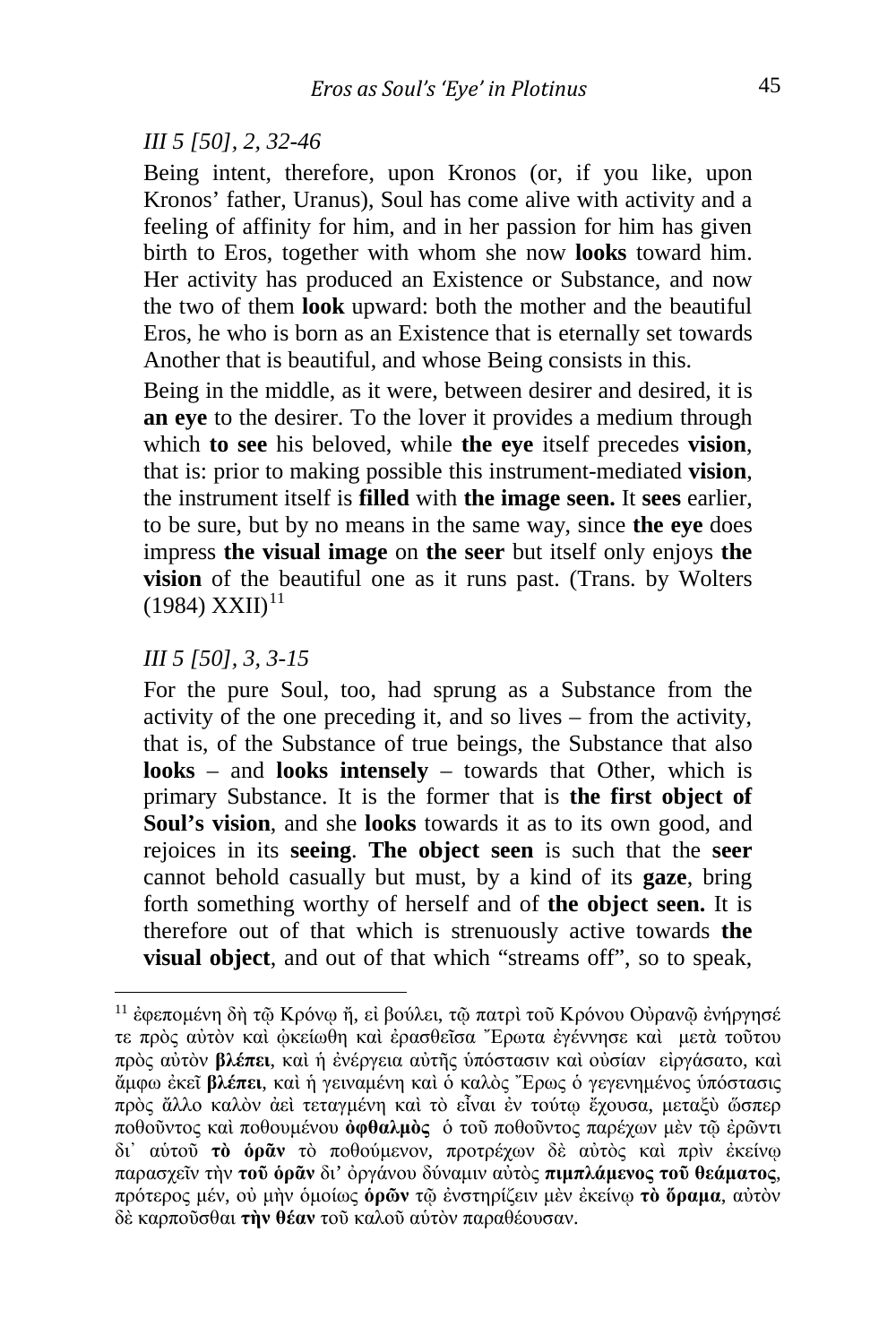*III 5 [50], 2, 32-46*

Being intent, therefore, upon Kronos (or, if you like, upon Kronos' father, Uranus), Soul has come alive with activity and a feeling of affinity for him, and in her passion for him has given birth to Eros, together with whom she now **looks** toward him. Her activity has produced an Existence or Substance, and now the two of them **look** upward: both the mother and the beautiful Eros, he who is born as an Existence that is eternally set towards Another that is beautiful, and whose Being consists in this.

Being in the middle, as it were, between desirer and desired, it is **an eye** to the desirer. To the lover it provides a medium through which **to see** his beloved, while **the eye** itself precedes **vision**, that is: prior to making possible this instrument-mediated **vision**, the instrument itself is **filled** with **the image seen.** It **sees** earlier, to be sure, but by no means in the same way, since **the eye** does impress **the visual image** on **the seer** but itself only enjoys **the vision** of the beautiful one as it runs past. (Trans. by Wolters (1984) XXII)[11]

*III 5 [50], 3, 3-15*

For the pure Soul, too, had sprung as a Substance from the activity of the one preceding it, and so lives – from the activity, that is, of the Substance of true beings, the Substance that also **looks** – and **looks intensely** – towards that Other, which is primary Substance. It is the former that is **the first object of Soul's vision**, and she **looks** towards it as to its own good, and rejoices in its **seeing**. **The object seen** is such that the **seer** cannot behold casually but must, by a kind of its **gaze**, bring forth something worthy of herself and of **the object seen.** It is therefore out of that which is strenuously active towards **the visual object**, and out of that which "streams off", so to speak,

---

[11] ἐφεπομένη δὴ τῷ Κρόνῳ ἤ, εἰ βούλει, τῷ πατρὶ τοῦ Κρόνου Οὐρανῷ ἐνήργησέ τε πρὸς αὐτὸν καὶ ᾠκείώθη καὶ ἐρασθεῖσα Ἔρωτα ἐγέννησε καὶ μετὰ τούτου πρὸς αὐτὸν **βλέπει**, καὶ ἡ ἐνέργεια αὐτῆς ὑπόστασιν καὶ οὐσίαν εἰργάσατο, καὶ ἄμφω ἐκεῖ **βλέπει**, καὶ ἡ γειναμένη καὶ ὁ καλὸς Ἔρως ὁ γεγενημένος ὑπόστασις πρὸς ἄλλο καλὸν ἀεὶ τεταγμένη καὶ τὸ εἶναι ἐν τούτῳ ἔχουσα, μεταξὺ ὥσπερ ποθοῦντος καὶ ποθουμένου **ὀφθαλμὸς** ὁ τοῦ ποθοῦντος παρέχων μὲν τῷ ἐρῶντι δι᾽ αὐτοῦ **τὸ ὁρᾶν** τὸ ποθούμενον, προτρέχων δὲ αὐτὸς καὶ πρὶν ἐκείνῳ παρασχεῖν τὴν **τοῦ ὁρᾶν** δι᾽ ὀργάνου δύναμιν αὐτὸς **πιμπλάμενος τοῦ θεάματος**, πρότερος μέν, οὐ μὴν ὁμοίως **ὁρῶν** τῷ ἐνστηρίζειν μὲν ἐκείνῳ **τὸ ὅραμα**, αὐτὸν δὲ καρποῦσθαι **τὴν θέαν** τοῦ καλοῦ αὐτὸν παραθέουσαν.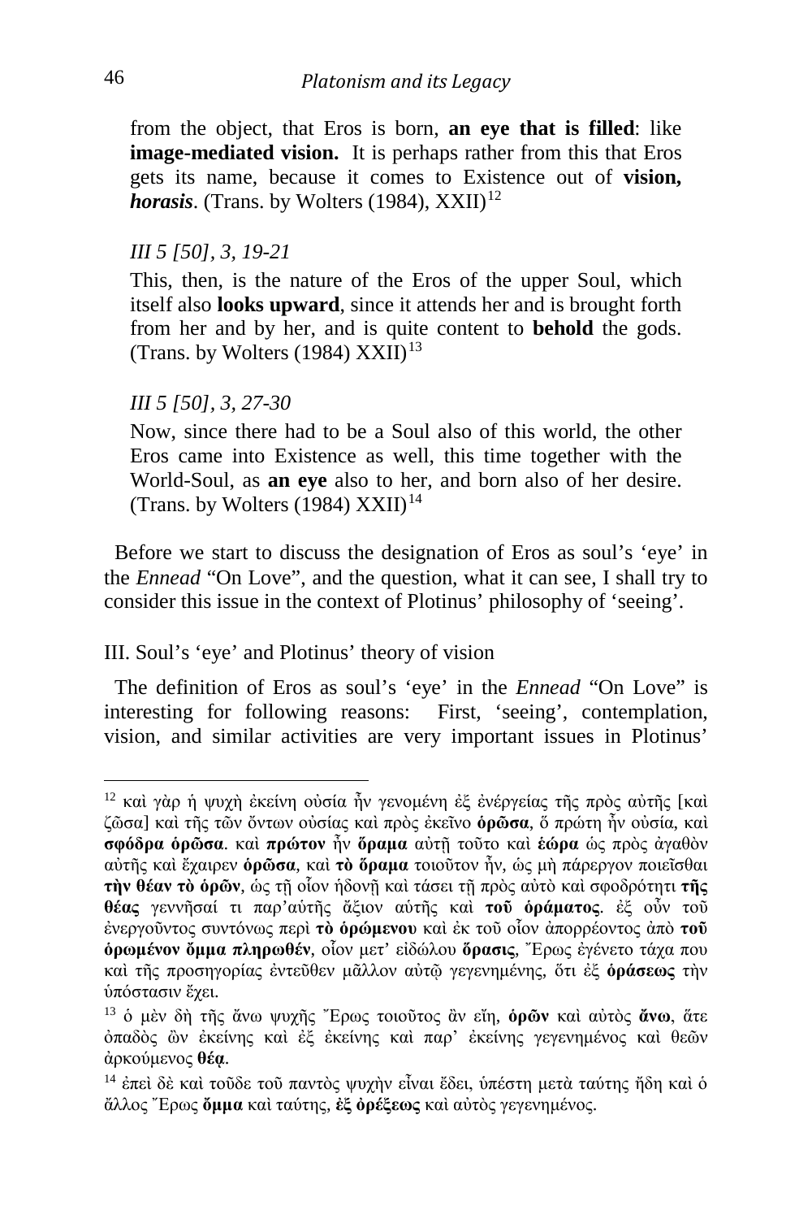from the object, that Eros is born, **an eye that is filled**: like **image-mediated vision.** It is perhaps rather from this that Eros gets its name, because it comes to Existence out of **vision, *horasis***. (Trans. by Wolters (1984), XXII)[12]

*III 5 [50], 3, 19-21*

This, then, is the nature of the Eros of the upper Soul, which itself also **looks upward**, since it attends her and is brought forth from her and by her, and is quite content to **behold** the gods. (Trans. by Wolters (1984) XXII)[13]

*III 5 [50], 3, 27-30*

Now, since there had to be a Soul also of this world, the other Eros came into Existence as well, this time together with the World-Soul, as **an eye** also to her, and born also of her desire. (Trans. by Wolters (1984) XXII)[14]

Before we start to discuss the designation of Eros as soul's 'eye' in the *Ennead* "On Love", and the question, what it can see, I shall try to consider this issue in the context of Plotinus' philosophy of 'seeing'.

## III. Soul's 'eye' and Plotinus' theory of vision

The definition of Eros as soul's 'eye' in the *Ennead* "On Love" is interesting for following reasons: First, 'seeing', contemplation, vision, and similar activities are very important issues in Plotinus'

---

[12] καὶ γὰρ ἡ ψυχὴ ἐκείνη οὐσία ἦν γενομένη ἐξ ἐνέργείας τῆς πρὸς αὐτῆς [καὶ ζῶσα] καὶ τῆς τῶν ὄντων οὐσίας καὶ πρὸς ἐκεῖνο **ὁρῶσα**, ὅ πρώτη ἦν οὐσία, καὶ **σφόδρα ὁρῶσα**. καὶ **πρῶτον** ἦν **ὅραμα** αὐτῇ τοῦτο καὶ **ἑώρα** ὡς πρὸς ἀγαθὸν αὐτῆς καὶ ἔχαιρεν **ὁρῶσα**, καὶ **τὸ ὅραμα** τοιοῦτον ἦν, ὡς μὴ πάρεργον ποιεῖσθαι **τὴν θέαν τὸ ὁρῶν**, ὡς τῇ οἷον ἡδονῇ καὶ τάσει τῇ πρὸς αὐτὸ καὶ σφοδρότητι **τῆς θέας** γεννῆσαί τι παρ'αὐτῆς ἄξιον αὐτῆς καὶ **τοῦ ὁράματος**. ἐξ οὖν τοῦ ἐνεργοῦντος συντόνως περὶ **τὸ ὁρώμενου** καὶ ἐκ τοῦ οἷον ἀπορρέοντος ἀπὸ **τοῦ ὁρωμένον ὄμμα πληρωθέν**, οἷον μετ' εἰδώλου **ὅρασις**, Ἔρως ἐγένετο τάχα που καὶ τῆς προσηγορίας ἐντεῦθεν μᾶλλον αὐτῷ γεγενημένης, ὅτι ἐξ **ὁράσεως** τὴν ὑπόστασιν ἔχει.

[13] ὁ μὲν δὴ τῆς ἄνω ψυχῆς Ἔρως τοιοῦτος ἂν εἴη, **ὁρῶν** καὶ αὐτὸς **ἄνω**, ἅτε ὀπαδὸς ὢν ἐκείνης καὶ ἐξ ἐκείνης καὶ παρ' ἐκείνης γεγενημένος καὶ θεῶν ἀρκούμενος **θέᾳ**.

[14] ἐπεὶ δὲ καὶ τοῦδε τοῦ παντὸς ψυχὴν εἶναι ἔδει, ὑπέστη μετὰ ταύτης ἤδη καὶ ὁ ἄλλος Ἔρως **ὄμμα** καὶ ταύτης, **ἐξ ὀρέξεως** καὶ αὐτὸς γεγενημένος.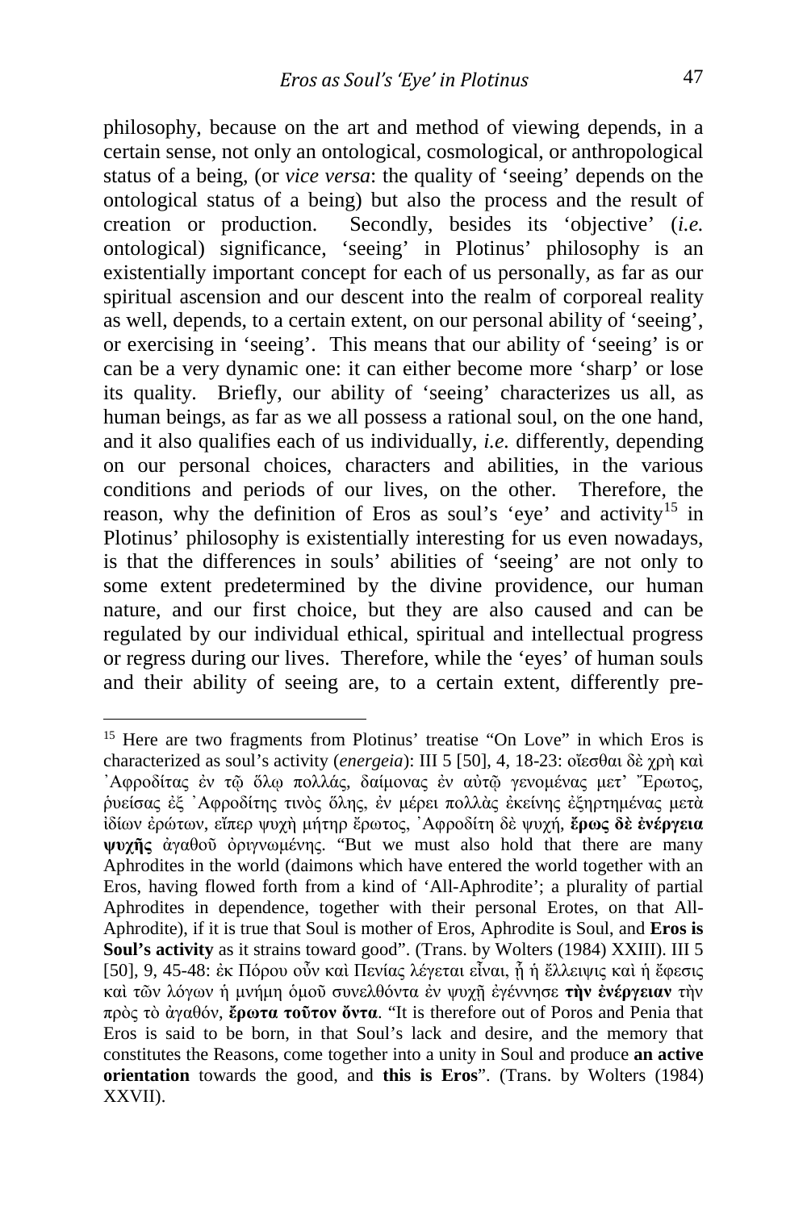philosophy, because on the art and method of viewing depends, in a certain sense, not only an ontological, cosmological, or anthropological status of a being, (or *vice versa*: the quality of 'seeing' depends on the ontological status of a being) but also the process and the result of creation or production. Secondly, besides its 'objective' (*i.e.* ontological) significance, 'seeing' in Plotinus' philosophy is an existentially important concept for each of us personally, as far as our spiritual ascension and our descent into the realm of corporeal reality as well, depends, to a certain extent, on our personal ability of 'seeing', or exercising in 'seeing'. This means that our ability of 'seeing' is or can be a very dynamic one: it can either become more 'sharp' or lose its quality. Briefly, our ability of 'seeing' characterizes us all, as human beings, as far as we all possess a rational soul, on the one hand, and it also qualifies each of us individually, *i.e.* differently, depending on our personal choices, characters and abilities, in the various conditions and periods of our lives, on the other. Therefore, the reason, why the definition of Eros as soul's 'eye' and activity[15] in Plotinus' philosophy is existentially interesting for us even nowadays, is that the differences in souls' abilities of 'seeing' are not only to some extent predetermined by the divine providence, our human nature, and our first choice, but they are also caused and can be regulated by our individual ethical, spiritual and intellectual progress or regress during our lives. Therefore, while the 'eyes' of human souls and their ability of seeing are, to a certain extent, differently pre-

---

[15] Here are two fragments from Plotinus' treatise "On Love" in which Eros is characterized as soul's activity (*energeia*): III 5 [50], 4, 18-23: οἴεσθαι δὲ χρὴ καὶ ᾿Αφροδίτας ἐν τῷ ὅλῳ πολλάς, δαίμονας ἐν αὐτῷ γενομένας μετ' Ἔρωτος, ῥυείσας ἐξ ᾿Αφροδίτης τινὸς ὅλης, ἐν μέρει πολλὰς ἐκείνης ἐξηρτημένας μετὰ ἰδίων ἐρώτων, εἴπερ ψυχὴ μήτηρ ἔρωτος, ᾿Αφροδίτη δὲ ψυχή, **ἔρως δὲ ἐνέργεια ψυχῆς** ἀγαθοῦ ὀριγνωμένης. "But we must also hold that there are many Aphrodites in the world (daimons which have entered the world together with an Eros, having flowed forth from a kind of 'All-Aphrodite'; a plurality of partial Aphrodites in dependence, together with their personal Erotes, on that All-Aphrodite), if it is true that Soul is mother of Eros, Aphrodite is Soul, and **Eros is Soul's activity** as it strains toward good". (Trans. by Wolters (1984) XXIII). III 5 [50], 9, 45-48: ἐκ Πόρου οὖν καὶ Πενίας λέγεται εἶναι, ᾗ ἡ ἔλλειψις καὶ ἡ ἔφεσις καὶ τῶν λόγων ἡ μνήμη ὁμοῦ συνελθόντα ἐν ψυχῇ ἐγέννησε **τὴν ἐνέργειαν** τὴν πρὸς τὸ ἀγαθόν, **ἔρωτα τοῦτον ὄντα**. "It is therefore out of Poros and Penia that Eros is said to be born, in that Soul's lack and desire, and the memory that constitutes the Reasons, come together into a unity in Soul and produce **an active orientation** towards the good, and **this is Eros**". (Trans. by Wolters (1984) XXVII).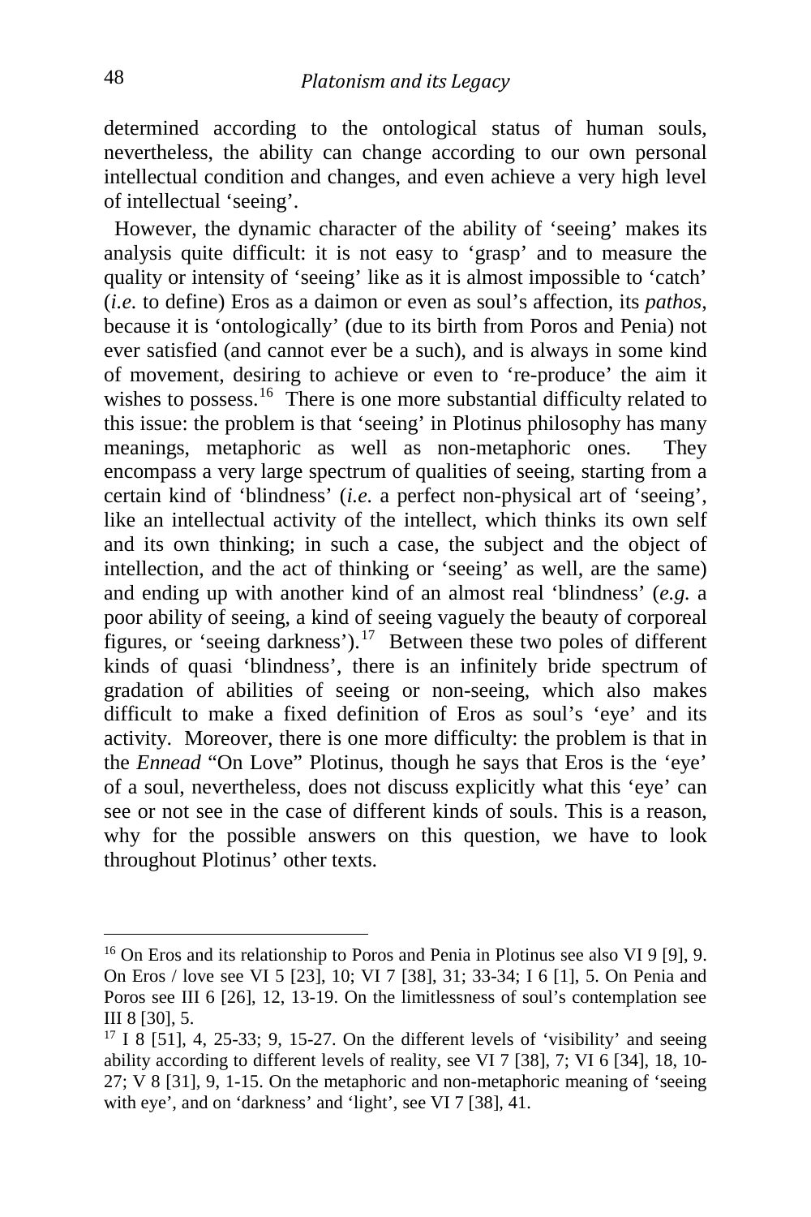determined according to the ontological status of human souls, nevertheless, the ability can change according to our own personal intellectual condition and changes, and even achieve a very high level of intellectual 'seeing'.

However, the dynamic character of the ability of 'seeing' makes its analysis quite difficult: it is not easy to 'grasp' and to measure the quality or intensity of 'seeing' like as it is almost impossible to 'catch' (*i.e.* to define) Eros as a daimon or even as soul's affection, its *pathos*, because it is 'ontologically' (due to its birth from Poros and Penia) not ever satisfied (and cannot ever be a such), and is always in some kind of movement, desiring to achieve or even to 're-produce' the aim it wishes to possess.[16] There is one more substantial difficulty related to this issue: the problem is that 'seeing' in Plotinus philosophy has many meanings, metaphoric as well as non-metaphoric ones. They encompass a very large spectrum of qualities of seeing, starting from a certain kind of 'blindness' (*i.e.* a perfect non-physical art of 'seeing', like an intellectual activity of the intellect, which thinks its own self and its own thinking; in such a case, the subject and the object of intellection, and the act of thinking or 'seeing' as well, are the same) and ending up with another kind of an almost real 'blindness' (*e.g.* a poor ability of seeing, a kind of seeing vaguely the beauty of corporeal figures, or 'seeing darkness').[17] Between these two poles of different kinds of quasi 'blindness', there is an infinitely bride spectrum of gradation of abilities of seeing or non-seeing, which also makes difficult to make a fixed definition of Eros as soul's 'eye' and its activity. Moreover, there is one more difficulty: the problem is that in the *Ennead* "On Love" Plotinus, though he says that Eros is the 'eye' of a soul, nevertheless, does not discuss explicitly what this 'eye' can see or not see in the case of different kinds of souls. This is a reason, why for the possible answers on this question, we have to look throughout Plotinus' other texts.

---

[16] On Eros and its relationship to Poros and Penia in Plotinus see also VI 9 [9], 9. On Eros / love see VI 5 [23], 10; VI 7 [38], 31; 33-34; I 6 [1], 5. On Penia and Poros see III 6 [26], 12, 13-19. On the limitlessness of soul's contemplation see III 8 [30], 5.

[17] I 8 [51], 4, 25-33; 9, 15-27. On the different levels of 'visibility' and seeing ability according to different levels of reality, see VI 7 [38], 7; VI 6 [34], 18, 10-27; V 8 [31], 9, 1-15. On the metaphoric and non-metaphoric meaning of 'seeing with eye', and on 'darkness' and 'light', see VI 7 [38], 41.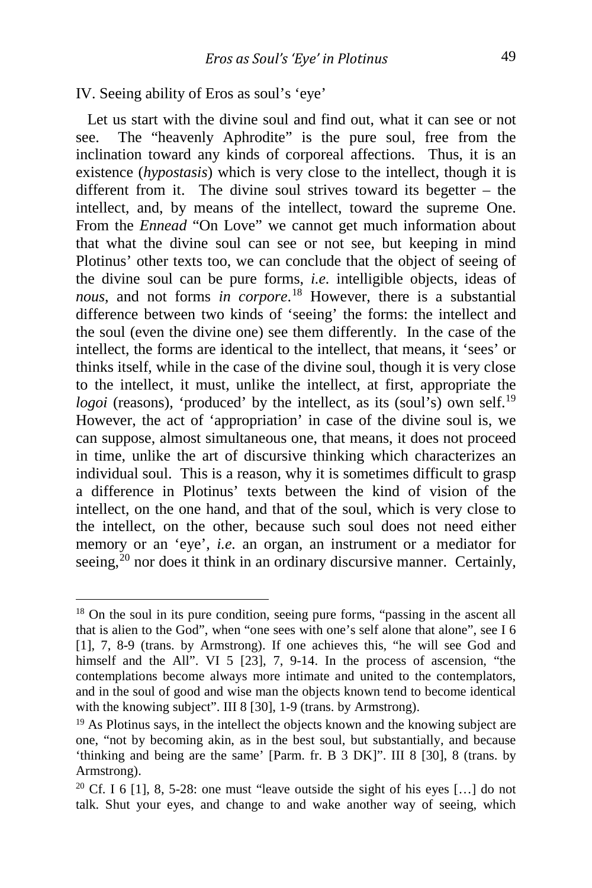## IV. Seeing ability of Eros as soul's 'eye'

Let us start with the divine soul and find out, what it can see or not see. The "heavenly Aphrodite" is the pure soul, free from the inclination toward any kinds of corporeal affections. Thus, it is an existence (*hypostasis*) which is very close to the intellect, though it is different from it. The divine soul strives toward its begetter – the intellect, and, by means of the intellect, toward the supreme One. From the *Ennead* "On Love" we cannot get much information about that what the divine soul can see or not see, but keeping in mind Plotinus' other texts too, we can conclude that the object of seeing of the divine soul can be pure forms, *i.e.* intelligible objects, ideas of *nous*, and not forms *in corpore*.[18] However, there is a substantial difference between two kinds of 'seeing' the forms: the intellect and the soul (even the divine one) see them differently. In the case of the intellect, the forms are identical to the intellect, that means, it 'sees' or thinks itself, while in the case of the divine soul, though it is very close to the intellect, it must, unlike the intellect, at first, appropriate the *logoi* (reasons), 'produced' by the intellect, as its (soul's) own self.[19] However, the act of 'appropriation' in case of the divine soul is, we can suppose, almost simultaneous one, that means, it does not proceed in time, unlike the art of discursive thinking which characterizes an individual soul. This is a reason, why it is sometimes difficult to grasp a difference in Plotinus' texts between the kind of vision of the intellect, on the one hand, and that of the soul, which is very close to the intellect, on the other, because such soul does not need either memory or an 'eye', *i.e.* an organ, an instrument or a mediator for seeing,[20] nor does it think in an ordinary discursive manner. Certainly,

---

[18] On the soul in its pure condition, seeing pure forms, "passing in the ascent all that is alien to the God", when "one sees with one's self alone that alone", see I 6 [1], 7, 8-9 (trans. by Armstrong). If one achieves this, "he will see God and himself and the All". VI 5 [23], 7, 9-14. In the process of ascension, "the contemplations become always more intimate and united to the contemplators, and in the soul of good and wise man the objects known tend to become identical with the knowing subject". III 8 [30], 1-9 (trans. by Armstrong).

[19] As Plotinus says, in the intellect the objects known and the knowing subject are one, "not by becoming akin, as in the best soul, but substantially, and because 'thinking and being are the same' [Parm. fr. B 3 DK]". III 8 [30], 8 (trans. by Armstrong).

[20] Cf. I 6 [1], 8, 5-28: one must "leave outside the sight of his eyes […] do not talk. Shut your eyes, and change to and wake another way of seeing, which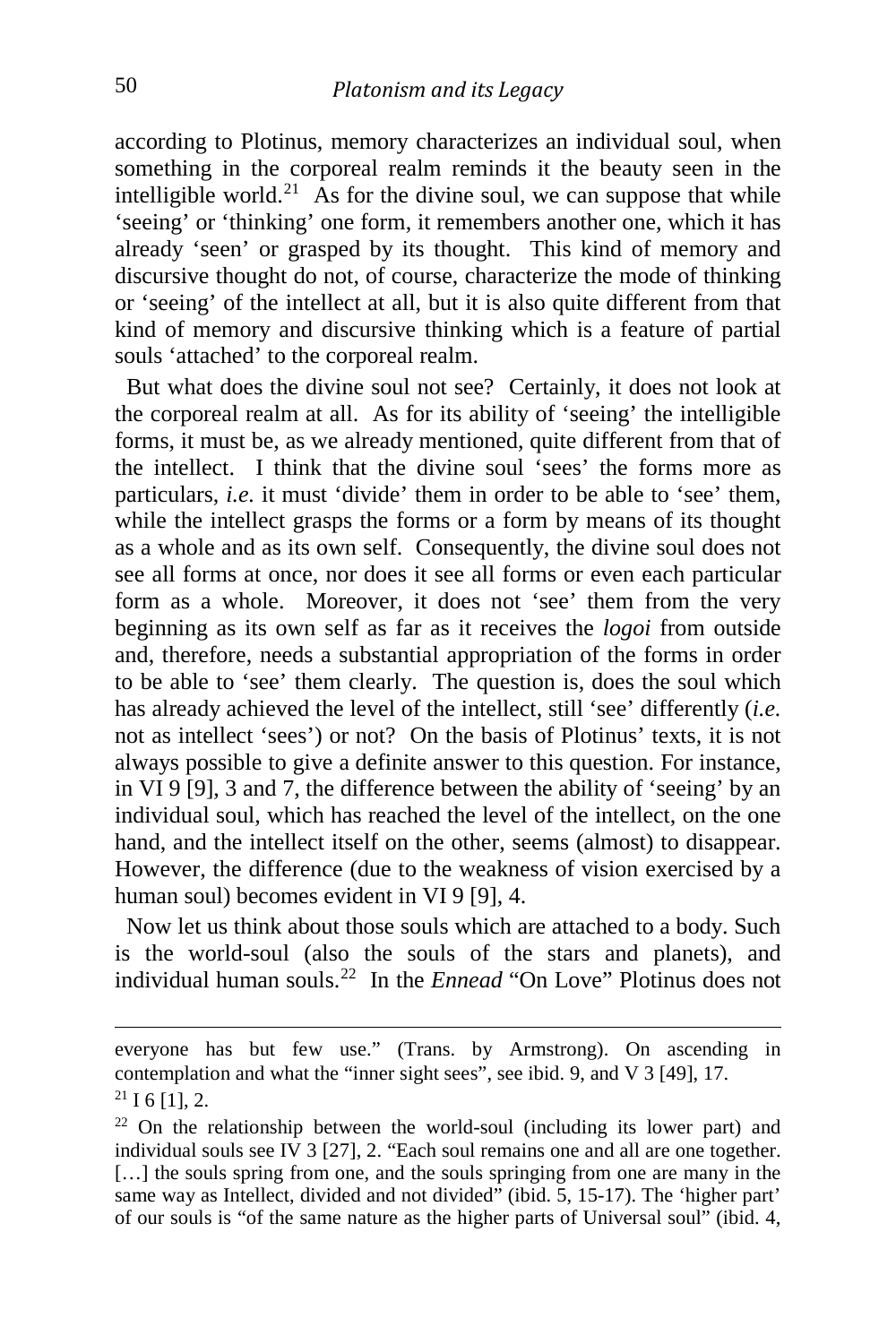according to Plotinus, memory characterizes an individual soul, when something in the corporeal realm reminds it the beauty seen in the intelligible world.[21] As for the divine soul, we can suppose that while 'seeing' or 'thinking' one form, it remembers another one, which it has already 'seen' or grasped by its thought. This kind of memory and discursive thought do not, of course, characterize the mode of thinking or 'seeing' of the intellect at all, but it is also quite different from that kind of memory and discursive thinking which is a feature of partial souls 'attached' to the corporeal realm.

But what does the divine soul not see? Certainly, it does not look at the corporeal realm at all. As for its ability of 'seeing' the intelligible forms, it must be, as we already mentioned, quite different from that of the intellect. I think that the divine soul 'sees' the forms more as particulars, *i.e.* it must 'divide' them in order to be able to 'see' them, while the intellect grasps the forms or a form by means of its thought as a whole and as its own self. Consequently, the divine soul does not see all forms at once, nor does it see all forms or even each particular form as a whole. Moreover, it does not 'see' them from the very beginning as its own self as far as it receives the *logoi* from outside and, therefore, needs a substantial appropriation of the forms in order to be able to 'see' them clearly. The question is, does the soul which has already achieved the level of the intellect, still 'see' differently (*i.e.* not as intellect 'sees') or not? On the basis of Plotinus' texts, it is not always possible to give a definite answer to this question. For instance, in VI 9 [9], 3 and 7, the difference between the ability of 'seeing' by an individual soul, which has reached the level of the intellect, on the one hand, and the intellect itself on the other, seems (almost) to disappear. However, the difference (due to the weakness of vision exercised by a human soul) becomes evident in VI 9 [9], 4.

Now let us think about those souls which are attached to a body. Such is the world-soul (also the souls of the stars and planets), and individual human souls.[22] In the *Ennead* "On Love" Plotinus does not

---

everyone has but few use." (Trans. by Armstrong). On ascending in contemplation and what the "inner sight sees", see ibid. 9, and V 3 [49], 17.

[21] I 6 [1], 2.

[22] On the relationship between the world-soul (including its lower part) and individual souls see IV 3 [27], 2. "Each soul remains one and all are one together. […] the souls spring from one, and the souls springing from one are many in the same way as Intellect, divided and not divided" (ibid. 5, 15-17). The 'higher part' of our souls is "of the same nature as the higher parts of Universal soul" (ibid. 4,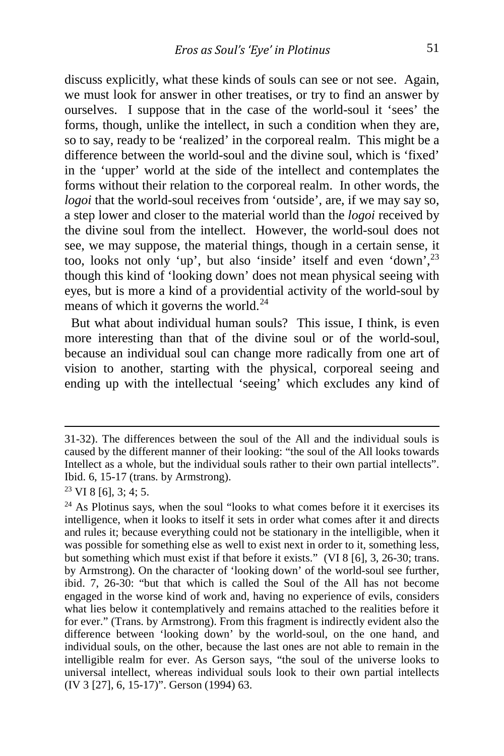discuss explicitly, what these kinds of souls can see or not see. Again, we must look for answer in other treatises, or try to find an answer by ourselves. I suppose that in the case of the world-soul it 'sees' the forms, though, unlike the intellect, in such a condition when they are, so to say, ready to be 'realized' in the corporeal realm. This might be a difference between the world-soul and the divine soul, which is 'fixed' in the 'upper' world at the side of the intellect and contemplates the forms without their relation to the corporeal realm. In other words, the *logoi* that the world-soul receives from 'outside', are, if we may say so, a step lower and closer to the material world than the *logoi* received by the divine soul from the intellect. However, the world-soul does not see, we may suppose, the material things, though in a certain sense, it too, looks not only 'up', but also 'inside' itself and even 'down',[23] though this kind of 'looking down' does not mean physical seeing with eyes, but is more a kind of a providential activity of the world-soul by means of which it governs the world.[24]

But what about individual human souls? This issue, I think, is even more interesting than that of the divine soul or of the world-soul, because an individual soul can change more radically from one art of vision to another, starting with the physical, corporeal seeing and ending up with the intellectual 'seeing' which excludes any kind of

---

31-32). The differences between the soul of the All and the individual souls is caused by the different manner of their looking: "the soul of the All looks towards Intellect as a whole, but the individual souls rather to their own partial intellects". Ibid. 6, 15-17 (trans. by Armstrong).

[23] VI 8 [6], 3; 4; 5.

[24] As Plotinus says, when the soul "looks to what comes before it it exercises its intelligence, when it looks to itself it sets in order what comes after it and directs and rules it; because everything could not be stationary in the intelligible, when it was possible for something else as well to exist next in order to it, something less, but something which must exist if that before it exists." (VI 8 [6], 3, 26-30; trans. by Armstrong). On the character of 'looking down' of the world-soul see further, ibid. 7, 26-30: "but that which is called the Soul of the All has not become engaged in the worse kind of work and, having no experience of evils, considers what lies below it contemplatively and remains attached to the realities before it for ever." (Trans. by Armstrong). From this fragment is indirectly evident also the difference between 'looking down' by the world-soul, on the one hand, and individual souls, on the other, because the last ones are not able to remain in the intelligible realm for ever. As Gerson says, "the soul of the universe looks to universal intellect, whereas individual souls look to their own partial intellects (IV 3 [27], 6, 15-17)". Gerson (1994) 63.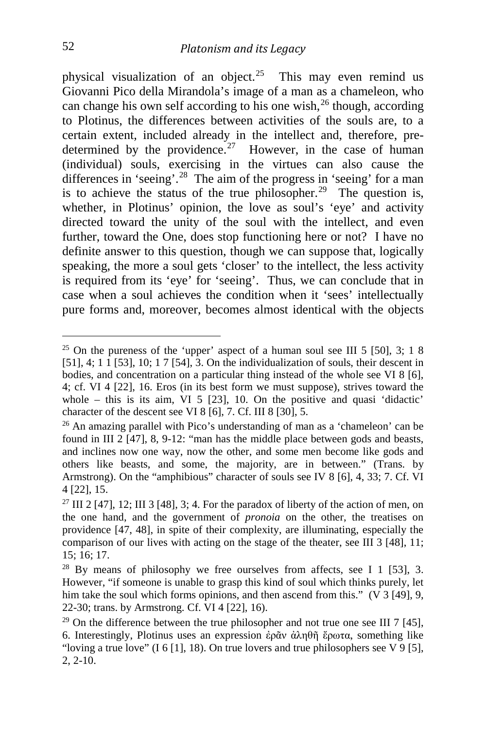physical visualization of an object.[25] This may even remind us Giovanni Pico della Mirandola's image of a man as a chameleon, who can change his own self according to his one wish,[26] though, according to Plotinus, the differences between activities of the souls are, to a certain extent, included already in the intellect and, therefore, pre-determined by the providence.[27] However, in the case of human (individual) souls, exercising in the virtues can also cause the differences in 'seeing'.[28] The aim of the progress in 'seeing' for a man is to achieve the status of the true philosopher.[29] The question is, whether, in Plotinus' opinion, the love as soul's 'eye' and activity directed toward the unity of the soul with the intellect, and even further, toward the One, does stop functioning here or not? I have no definite answer to this question, though we can suppose that, logically speaking, the more a soul gets 'closer' to the intellect, the less activity is required from its 'eye' for 'seeing'. Thus, we can conclude that in case when a soul achieves the condition when it 'sees' intellectually pure forms and, moreover, becomes almost identical with the objects

---

[25] On the pureness of the 'upper' aspect of a human soul see III 5 [50], 3; 1 8 [51], 4; 1 1 [53], 10; 1 7 [54], 3. On the individualization of souls, their descent in bodies, and concentration on a particular thing instead of the whole see VI 8 [6], 4; cf. VI 4 [22], 16. Eros (in its best form we must suppose), strives toward the whole – this is its aim, VI 5 [23], 10. On the positive and quasi 'didactic' character of the descent see VI 8 [6], 7. Cf. III 8 [30], 5.

[26] An amazing parallel with Pico's understanding of man as a 'chameleon' can be found in III 2 [47], 8, 9-12: "man has the middle place between gods and beasts, and inclines now one way, now the other, and some men become like gods and others like beasts, and some, the majority, are in between." (Trans. by Armstrong). On the "amphibious" character of souls see IV 8 [6], 4, 33; 7. Cf. VI 4 [22], 15.

[27] III 2 [47], 12; III 3 [48], 3; 4. For the paradox of liberty of the action of men, on the one hand, and the government of *pronoia* on the other, the treatises on providence [47, 48], in spite of their complexity, are illuminating, especially the comparison of our lives with acting on the stage of the theater, see III 3 [48], 11; 15; 16; 17.

[28] By means of philosophy we free ourselves from affects, see I 1 [53], 3. However, "if someone is unable to grasp this kind of soul which thinks purely, let him take the soul which forms opinions, and then ascend from this." (V 3 [49], 9, 22-30; trans. by Armstrong. Cf. VI 4 [22], 16).

[29] On the difference between the true philosopher and not true one see III 7 [45], 6. Interestingly, Plotinus uses an expression ἐρᾶν ἀληθῆ ἔρωτα, something like "loving a true love" (I 6 [1], 18). On true lovers and true philosophers see V 9 [5], 2, 2-10.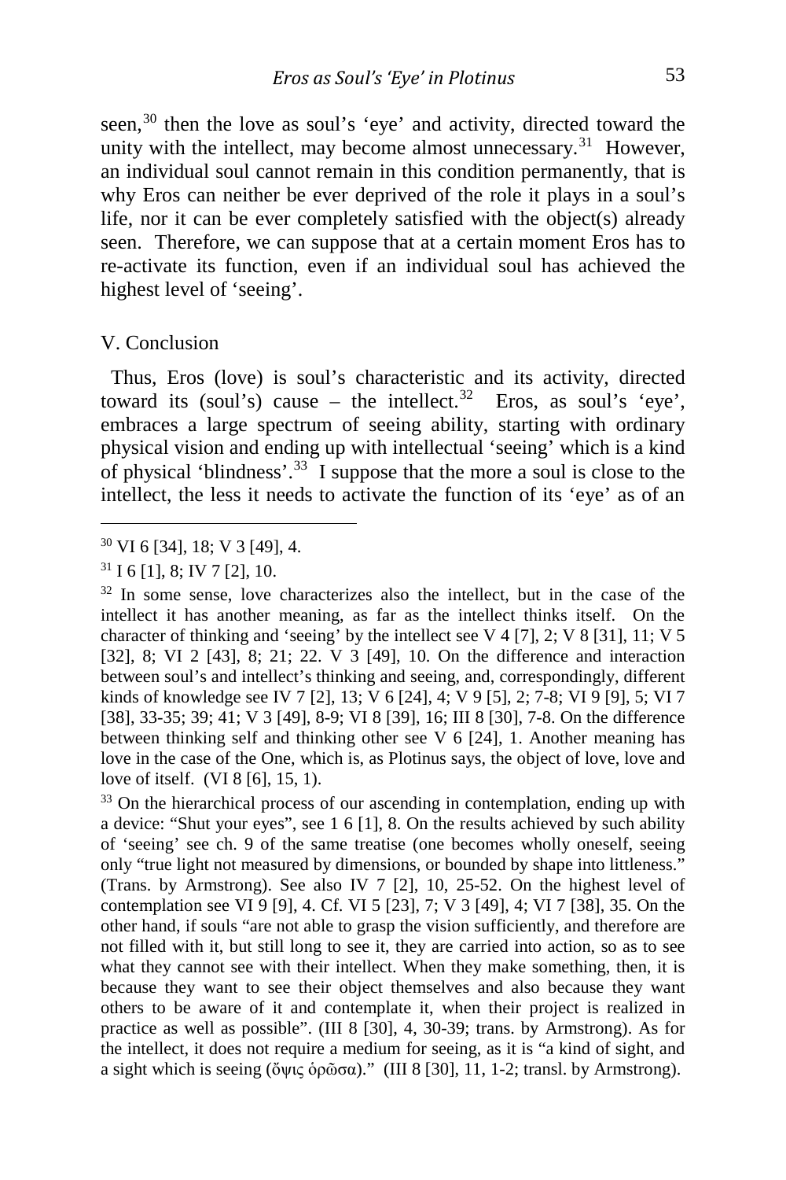seen,[30] then the love as soul's 'eye' and activity, directed toward the unity with the intellect, may become almost unnecessary.[31] However, an individual soul cannot remain in this condition permanently, that is why Eros can neither be ever deprived of the role it plays in a soul's life, nor it can be ever completely satisfied with the object(s) already seen. Therefore, we can suppose that at a certain moment Eros has to re-activate its function, even if an individual soul has achieved the highest level of 'seeing'.

## V. Conclusion

Thus, Eros (love) is soul's characteristic and its activity, directed toward its (soul's) cause – the intellect.[32] Eros, as soul's 'eye', embraces a large spectrum of seeing ability, starting with ordinary physical vision and ending up with intellectual 'seeing' which is a kind of physical 'blindness'.[33] I suppose that the more a soul is close to the intellect, the less it needs to activate the function of its 'eye' as of an

---

[30] VI 6 [34], 18; V 3 [49], 4.

[31] I 6 [1], 8; IV 7 [2], 10.

[32] In some sense, love characterizes also the intellect, but in the case of the intellect it has another meaning, as far as the intellect thinks itself. On the character of thinking and 'seeing' by the intellect see V 4 [7], 2; V 8 [31], 11; V 5 [32], 8; VI 2 [43], 8; 21; 22. V 3 [49], 10. On the difference and interaction between soul's and intellect's thinking and seeing, and, correspondingly, different kinds of knowledge see IV 7 [2], 13; V 6 [24], 4; V 9 [5], 2; 7-8; VI 9 [9], 5; VI 7 [38], 33-35; 39; 41; V 3 [49], 8-9; VI 8 [39], 16; III 8 [30], 7-8. On the difference between thinking self and thinking other see V 6 [24], 1. Another meaning has love in the case of the One, which is, as Plotinus says, the object of love, love and love of itself. (VI 8 [6], 15, 1).

[33] On the hierarchical process of our ascending in contemplation, ending up with a device: "Shut your eyes", see 1 6 [1], 8. On the results achieved by such ability of 'seeing' see ch. 9 of the same treatise (one becomes wholly oneself, seeing only "true light not measured by dimensions, or bounded by shape into littleness." (Trans. by Armstrong). See also IV 7 [2], 10, 25-52. On the highest level of contemplation see VI 9 [9], 4. Cf. VI 5 [23], 7; V 3 [49], 4; VI 7 [38], 35. On the other hand, if souls "are not able to grasp the vision sufficiently, and therefore are not filled with it, but still long to see it, they are carried into action, so as to see what they cannot see with their intellect. When they make something, then, it is because they want to see their object themselves and also because they want others to be aware of it and contemplate it, when their project is realized in practice as well as possible". (III 8 [30], 4, 30-39; trans. by Armstrong). As for the intellect, it does not require a medium for seeing, as it is "a kind of sight, and a sight which is seeing (ὄψις ὁρῶσα)." (III 8 [30], 11, 1-2; transl. by Armstrong).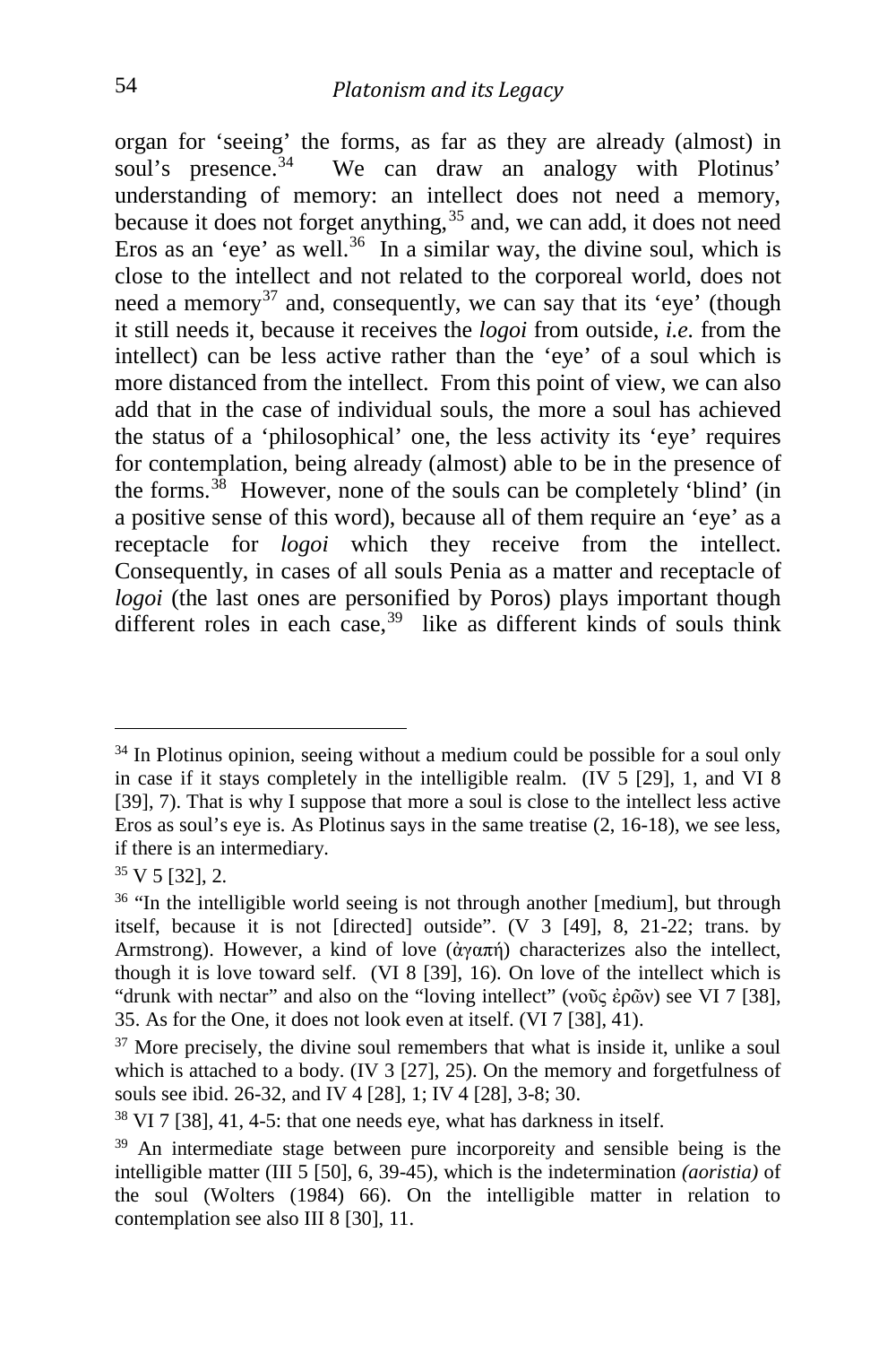organ for 'seeing' the forms, as far as they are already (almost) in soul's presence.[34] We can draw an analogy with Plotinus' understanding of memory: an intellect does not need a memory, because it does not forget anything,[35] and, we can add, it does not need Eros as an 'eye' as well.[36] In a similar way, the divine soul, which is close to the intellect and not related to the corporeal world, does not need a memory[37] and, consequently, we can say that its 'eye' (though it still needs it, because it receives the *logoi* from outside, *i.e.* from the intellect) can be less active rather than the 'eye' of a soul which is more distanced from the intellect. From this point of view, we can also add that in the case of individual souls, the more a soul has achieved the status of a 'philosophical' one, the less activity its 'eye' requires for contemplation, being already (almost) able to be in the presence of the forms.[38] However, none of the souls can be completely 'blind' (in a positive sense of this word), because all of them require an 'eye' as a receptacle for *logoi* which they receive from the intellect. Consequently, in cases of all souls Penia as a matter and receptacle of *logoi* (the last ones are personified by Poros) plays important though different roles in each case,[39] like as different kinds of souls think

---

[34] In Plotinus opinion, seeing without a medium could be possible for a soul only in case if it stays completely in the intelligible realm. (IV 5 [29], 1, and VI 8 [39], 7). That is why I suppose that more a soul is close to the intellect less active Eros as soul's eye is. As Plotinus says in the same treatise (2, 16-18), we see less, if there is an intermediary.

[35] V 5 [32], 2.

[36] "In the intelligible world seeing is not through another [medium], but through itself, because it is not [directed] outside". (V 3 [49], 8, 21-22; trans. by Armstrong). However, a kind of love (ἀγαπή) characterizes also the intellect, though it is love toward self. (VI 8 [39], 16). On love of the intellect which is "drunk with nectar" and also on the "loving intellect" (νοῦς ἐρῶν) see VI 7 [38], 35. As for the One, it does not look even at itself. (VI 7 [38], 41).

[37] More precisely, the divine soul remembers that what is inside it, unlike a soul which is attached to a body. (IV 3 [27], 25). On the memory and forgetfulness of souls see ibid. 26-32, and IV 4 [28], 1; IV 4 [28], 3-8; 30.

[38] VI 7 [38], 41, 4-5: that one needs eye, what has darkness in itself.

[39] An intermediate stage between pure incorporeity and sensible being is the intelligible matter (III 5 [50], 6, 39-45), which is the indetermination *(aoristia)* of the soul (Wolters (1984) 66). On the intelligible matter in relation to contemplation see also III 8 [30], 11.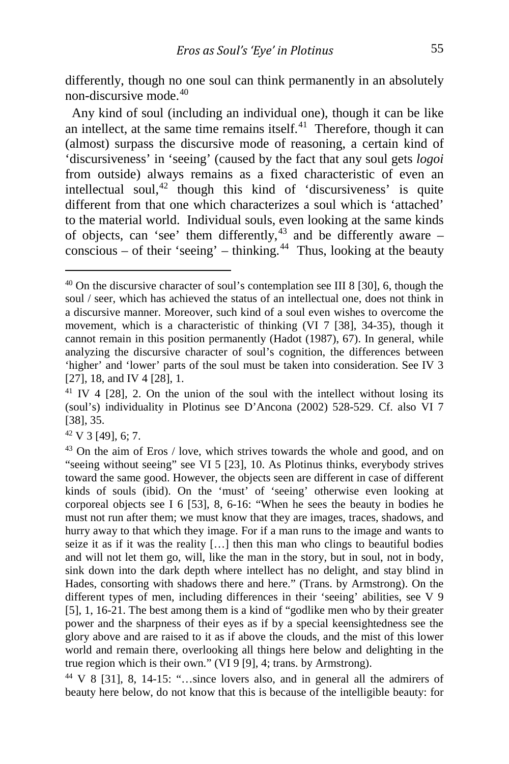differently, though no one soul can think permanently in an absolutely non-discursive mode.[40]

Any kind of soul (including an individual one), though it can be like an intellect, at the same time remains itself.[41] Therefore, though it can (almost) surpass the discursive mode of reasoning, a certain kind of 'discursiveness' in 'seeing' (caused by the fact that any soul gets *logoi* from outside) always remains as a fixed characteristic of even an intellectual soul,[42] though this kind of 'discursiveness' is quite different from that one which characterizes a soul which is 'attached' to the material world. Individual souls, even looking at the same kinds of objects, can 'see' them differently,[43] and be differently aware – conscious – of their 'seeing' – thinking.[44] Thus, looking at the beauty

---

[40] On the discursive character of soul's contemplation see III 8 [30], 6, though the soul / seer, which has achieved the status of an intellectual one, does not think in a discursive manner. Moreover, such kind of a soul even wishes to overcome the movement, which is a characteristic of thinking (VI 7 [38], 34-35), though it cannot remain in this position permanently (Hadot (1987), 67). In general, while analyzing the discursive character of soul's cognition, the differences between 'higher' and 'lower' parts of the soul must be taken into consideration. See IV 3 [27], 18, and IV 4 [28], 1.

[41] IV 4 [28], 2. On the union of the soul with the intellect without losing its (soul's) individuality in Plotinus see D'Ancona (2002) 528-529. Cf. also VI 7 [38], 35.

[42] V 3 [49], 6; 7.

[43] On the aim of Eros / love, which strives towards the whole and good, and on "seeing without seeing" see VI 5 [23], 10. As Plotinus thinks, everybody strives toward the same good. However, the objects seen are different in case of different kinds of souls (ibid). On the 'must' of 'seeing' otherwise even looking at corporeal objects see I 6 [53], 8, 6-16: "When he sees the beauty in bodies he must not run after them; we must know that they are images, traces, shadows, and hurry away to that which they image. For if a man runs to the image and wants to seize it as if it was the reality […] then this man who clings to beautiful bodies and will not let them go, will, like the man in the story, but in soul, not in body, sink down into the dark depth where intellect has no delight, and stay blind in Hades, consorting with shadows there and here." (Trans. by Armstrong). On the different types of men, including differences in their 'seeing' abilities, see V 9 [5], 1, 16-21. The best among them is a kind of "godlike men who by their greater power and the sharpness of their eyes as if by a special keensightedness see the glory above and are raised to it as if above the clouds, and the mist of this lower world and remain there, overlooking all things here below and delighting in the true region which is their own." (VI 9 [9], 4; trans. by Armstrong).

[44] V 8 [31], 8, 14-15: "…since lovers also, and in general all the admirers of beauty here below, do not know that this is because of the intelligible beauty: for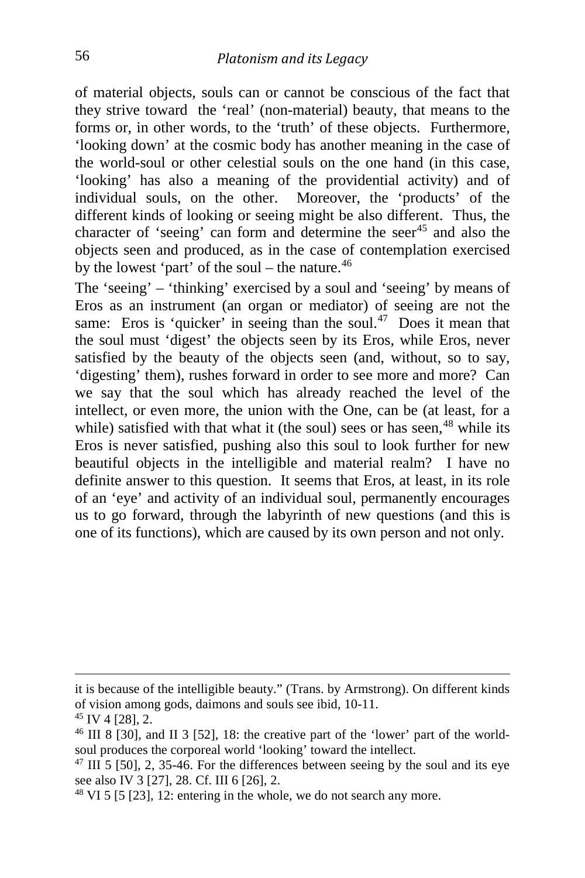of material objects, souls can or cannot be conscious of the fact that they strive toward the 'real' (non-material) beauty, that means to the forms or, in other words, to the 'truth' of these objects. Furthermore, 'looking down' at the cosmic body has another meaning in the case of the world-soul or other celestial souls on the one hand (in this case, 'looking' has also a meaning of the providential activity) and of individual souls, on the other. Moreover, the 'products' of the different kinds of looking or seeing might be also different. Thus, the character of 'seeing' can form and determine the seer[45] and also the objects seen and produced, as in the case of contemplation exercised by the lowest 'part' of the soul – the nature.[46]

The 'seeing' – 'thinking' exercised by a soul and 'seeing' by means of Eros as an instrument (an organ or mediator) of seeing are not the same: Eros is 'quicker' in seeing than the soul.[47] Does it mean that the soul must 'digest' the objects seen by its Eros, while Eros, never satisfied by the beauty of the objects seen (and, without, so to say, 'digesting' them), rushes forward in order to see more and more? Can we say that the soul which has already reached the level of the intellect, or even more, the union with the One, can be (at least, for a while) satisfied with that what it (the soul) sees or has seen,[48] while its Eros is never satisfied, pushing also this soul to look further for new beautiful objects in the intelligible and material realm? I have no definite answer to this question. It seems that Eros, at least, in its role of an 'eye' and activity of an individual soul, permanently encourages us to go forward, through the labyrinth of new questions (and this is one of its functions), which are caused by its own person and not only.

---

it is because of the intelligible beauty." (Trans. by Armstrong). On different kinds of vision among gods, daimons and souls see ibid, 10-11.

[45] IV 4 [28], 2.

[46] III 8 [30], and II 3 [52], 18: the creative part of the 'lower' part of the world-soul produces the corporeal world 'looking' toward the intellect.

[47] III 5 [50], 2, 35-46. For the differences between seeing by the soul and its eye see also IV 3 [27], 28. Cf. III 6 [26], 2.

[48] VI 5 [5 [23], 12: entering in the whole, we do not search any more.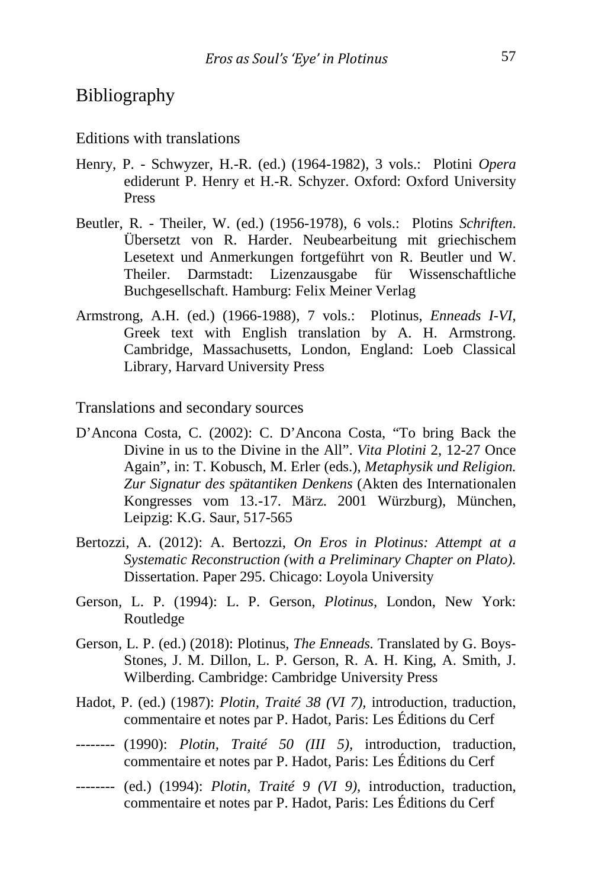# Bibliography

## Editions with translations

Henry, P. - Schwyzer, H.-R. (ed.) (1964-1982), 3 vols.: Plotini *Opera* ediderunt P. Henry et H.-R. Schyzer. Oxford: Oxford University Press

Beutler, R. - Theiler, W. (ed.) (1956-1978), 6 vols.: Plotins *Schriften*. Übersetzt von R. Harder. Neubearbeitung mit griechischem Lesetext und Anmerkungen fortgeführt von R. Beutler und W. Theiler. Darmstadt: Lizenzausgabe für Wissenschaftliche Buchgesellschaft. Hamburg: Felix Meiner Verlag

Armstrong, A.H. (ed.) (1966-1988), 7 vols.: Plotinus, *Enneads I-VI*, Greek text with English translation by A. H. Armstrong. Cambridge, Massachusetts, London, England: Loeb Classical Library, Harvard University Press

## Translations and secondary sources

D'Ancona Costa, C. (2002): C. D'Ancona Costa, "To bring Back the Divine in us to the Divine in the All". *Vita Plotini* 2, 12-27 Once Again", in: T. Kobusch, M. Erler (eds.), *Metaphysik und Religion. Zur Signatur des spätantiken Denkens* (Akten des Internationalen Kongresses vom 13.-17. März. 2001 Würzburg), München, Leipzig: K.G. Saur, 517-565

Bertozzi, A. (2012): A. Bertozzi, *On Eros in Plotinus: Attempt at a Systematic Reconstruction (with a Preliminary Chapter on Plato).* Dissertation. Paper 295. Chicago: Loyola University

Gerson, L. P. (1994): L. P. Gerson, *Plotinus*, London, New York: Routledge

Gerson, L. P. (ed.) (2018): Plotinus, *The Enneads.* Translated by G. Boys-Stones, J. M. Dillon, L. P. Gerson, R. A. H. King, A. Smith, J. Wilberding. Cambridge: Cambridge University Press

Hadot, P. (ed.) (1987): *Plotin, Traité 38 (VI 7),* introduction, traduction, commentaire et notes par P. Hadot, Paris: Les Éditions du Cerf

-------- (1990): *Plotin, Traité 50 (III 5),* introduction, traduction, commentaire et notes par P. Hadot, Paris: Les Éditions du Cerf

-------- (ed.) (1994): *Plotin, Traité 9 (VI 9),* introduction, traduction, commentaire et notes par P. Hadot, Paris: Les Éditions du Cerf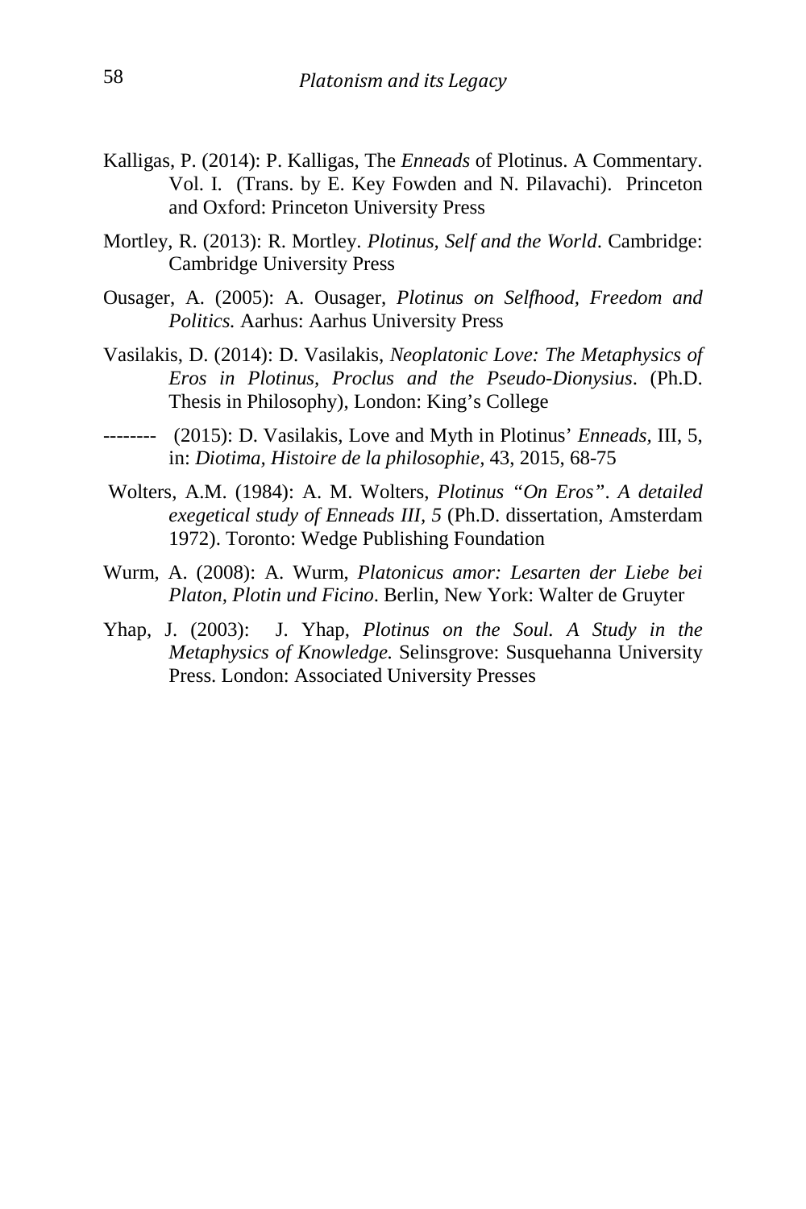Kalligas, P. (2014): P. Kalligas, The *Enneads* of Plotinus. A Commentary. Vol. I. (Trans. by E. Key Fowden and N. Pilavachi). Princeton and Oxford: Princeton University Press

Mortley, R. (2013): R. Mortley. *Plotinus, Self and the World*. Cambridge: Cambridge University Press

Ousager, A. (2005): A. Ousager, *Plotinus on Selfhood, Freedom and Politics.* Aarhus: Aarhus University Press

Vasilakis, D. (2014): D. Vasilakis, *Neoplatonic Love: The Metaphysics of Eros in Plotinus, Proclus and the Pseudo-Dionysius*. (Ph.D. Thesis in Philosophy), London: King's College

-------- (2015): D. Vasilakis, Love and Myth in Plotinus' *Enneads,* III, 5, in: *Diotima, Histoire de la philosophie,* 43, 2015, 68-75

Wolters, A.M. (1984): A. M. Wolters, *Plotinus "On Eros"*. *A detailed exegetical study of Enneads III, 5* (Ph.D. dissertation, Amsterdam 1972). Toronto: Wedge Publishing Foundation

Wurm, A. (2008): A. Wurm, *Platonicus amor: Lesarten der Liebe bei Platon, Plotin und Ficino*. Berlin, New York: Walter de Gruyter

Yhap, J. (2003): J. Yhap, *Plotinus on the Soul. A Study in the Metaphysics of Knowledge.* Selinsgrove: Susquehanna University Press. London: Associated University Presses